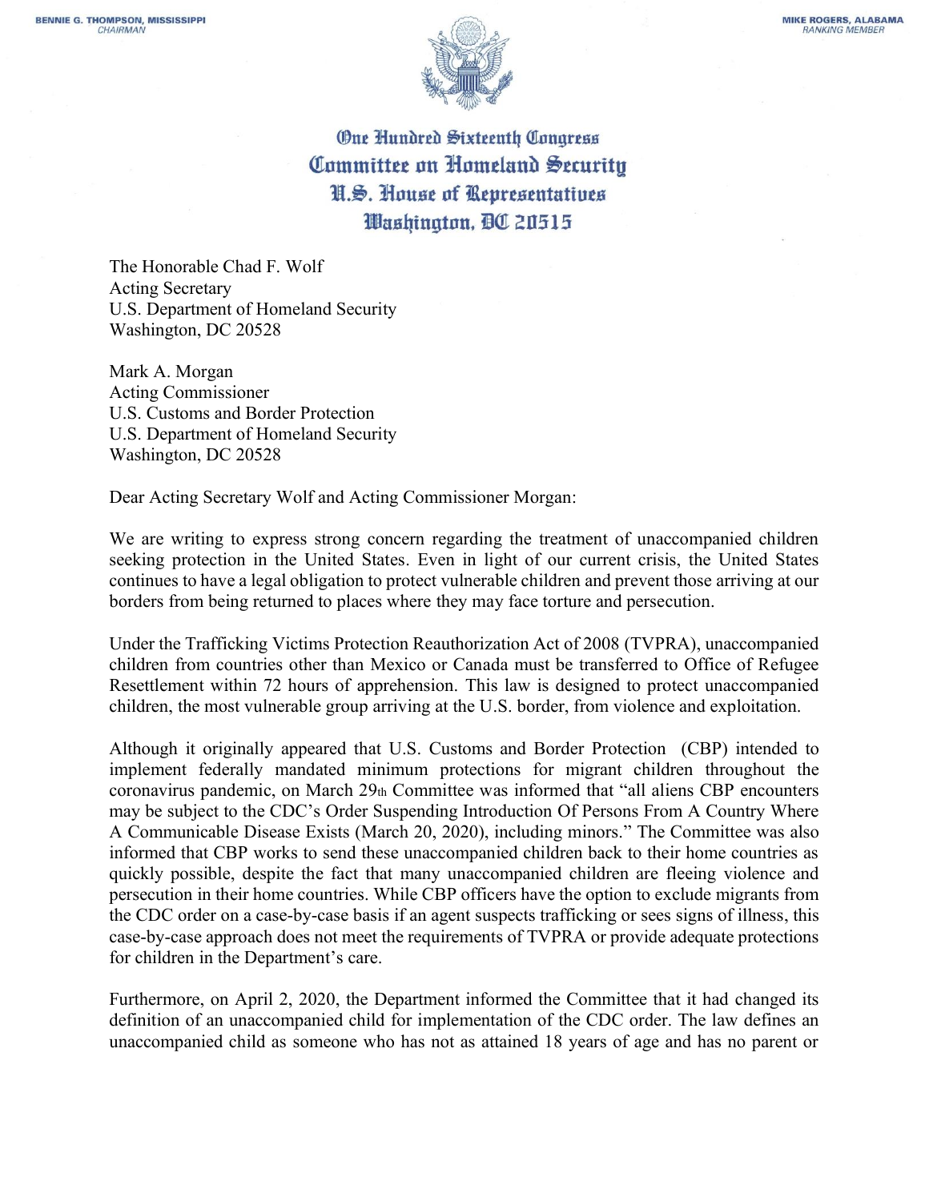BENNIE G. THOMPSON, MISSISSIPPI
*CHAIRMAN*

MIKE ROGERS, ALABAMA
*RANKING MEMBER*

**One Hundred Sixteenth Congress**
**Committee on Homeland Security**
**U.S. House of Representatives**
**Washington, DC 20515**

The Honorable Chad F. Wolf
Acting Secretary
U.S. Department of Homeland Security
Washington, DC 20528

Mark A. Morgan
Acting Commissioner
U.S. Customs and Border Protection
U.S. Department of Homeland Security
Washington, DC 20528

Dear Acting Secretary Wolf and Acting Commissioner Morgan:

We are writing to express strong concern regarding the treatment of unaccompanied children seeking protection in the United States. Even in light of our current crisis, the United States continues to have a legal obligation to protect vulnerable children and prevent those arriving at our borders from being returned to places where they may face torture and persecution.

Under the Trafficking Victims Protection Reauthorization Act of 2008 (TVPRA), unaccompanied children from countries other than Mexico or Canada must be transferred to Office of Refugee Resettlement within 72 hours of apprehension. This law is designed to protect unaccompanied children, the most vulnerable group arriving at the U.S. border, from violence and exploitation.

Although it originally appeared that U.S. Customs and Border Protection (CBP) intended to implement federally mandated minimum protections for migrant children throughout the coronavirus pandemic, on March 29th Committee was informed that "all aliens CBP encounters may be subject to the CDC's Order Suspending Introduction Of Persons From A Country Where A Communicable Disease Exists (March 20, 2020), including minors." The Committee was also informed that CBP works to send these unaccompanied children back to their home countries as quickly possible, despite the fact that many unaccompanied children are fleeing violence and persecution in their home countries. While CBP officers have the option to exclude migrants from the CDC order on a case-by-case basis if an agent suspects trafficking or sees signs of illness, this case-by-case approach does not meet the requirements of TVPRA or provide adequate protections for children in the Department's care.

Furthermore, on April 2, 2020, the Department informed the Committee that it had changed its definition of an unaccompanied child for implementation of the CDC order. The law defines an unaccompanied child as someone who has not as attained 18 years of age and has no parent or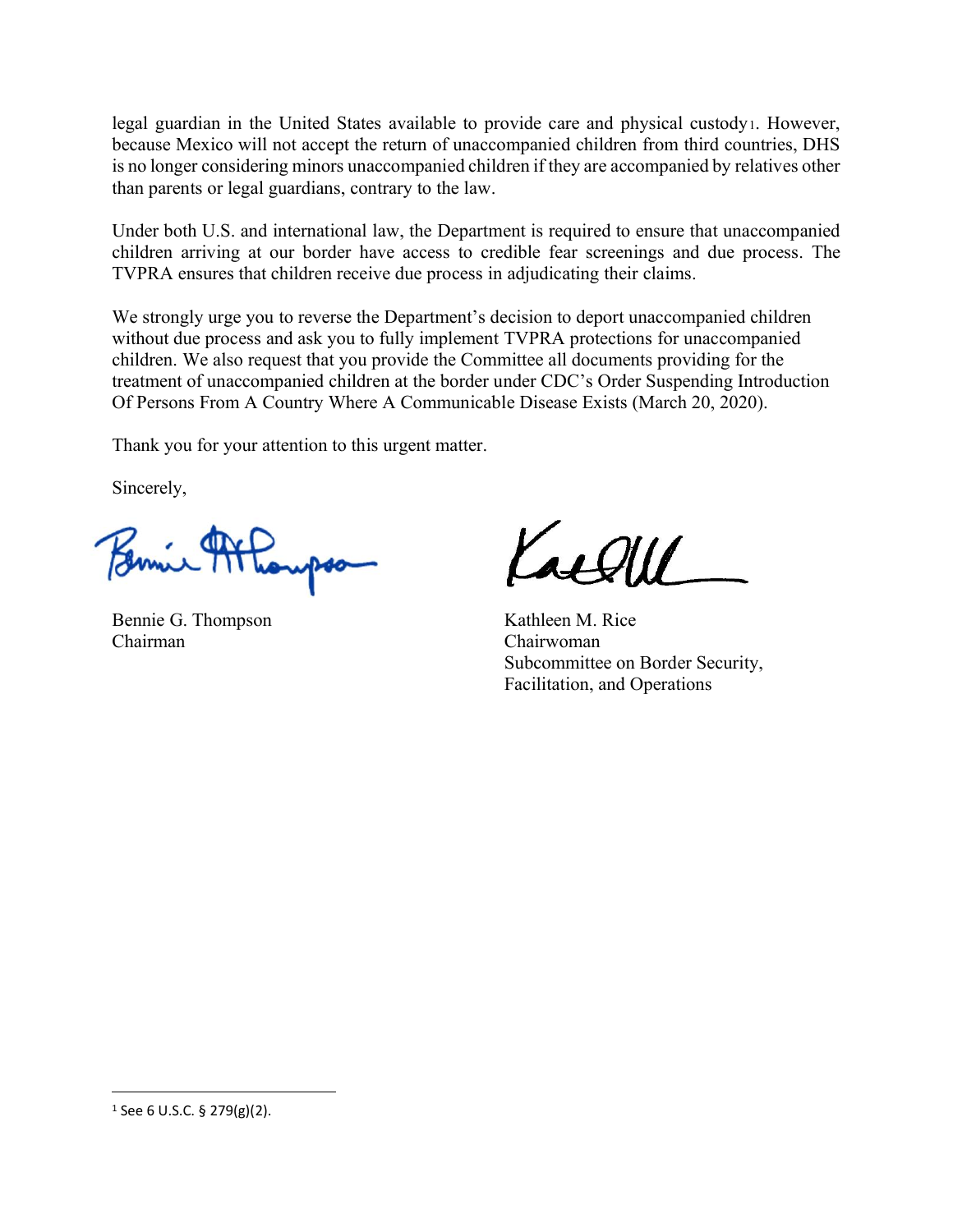legal guardian in the United States available to provide care and physical custody[1]. However, because Mexico will not accept the return of unaccompanied children from third countries, DHS is no longer considering minors unaccompanied children if they are accompanied by relatives other than parents or legal guardians, contrary to the law.

Under both U.S. and international law, the Department is required to ensure that unaccompanied children arriving at our border have access to credible fear screenings and due process. The TVPRA ensures that children receive due process in adjudicating their claims.

We strongly urge you to reverse the Department's decision to deport unaccompanied children without due process and ask you to fully implement TVPRA protections for unaccompanied children. We also request that you provide the Committee all documents providing for the treatment of unaccompanied children at the border under CDC's Order Suspending Introduction Of Persons From A Country Where A Communicable Disease Exists (March 20, 2020).

Thank you for your attention to this urgent matter.

Sincerely,

Bennie G. Thompson
Chairman

Kathleen M. Rice
Chairwoman
Subcommittee on Border Security, Facilitation, and Operations

[1] See 6 U.S.C. § 279(g)(2).